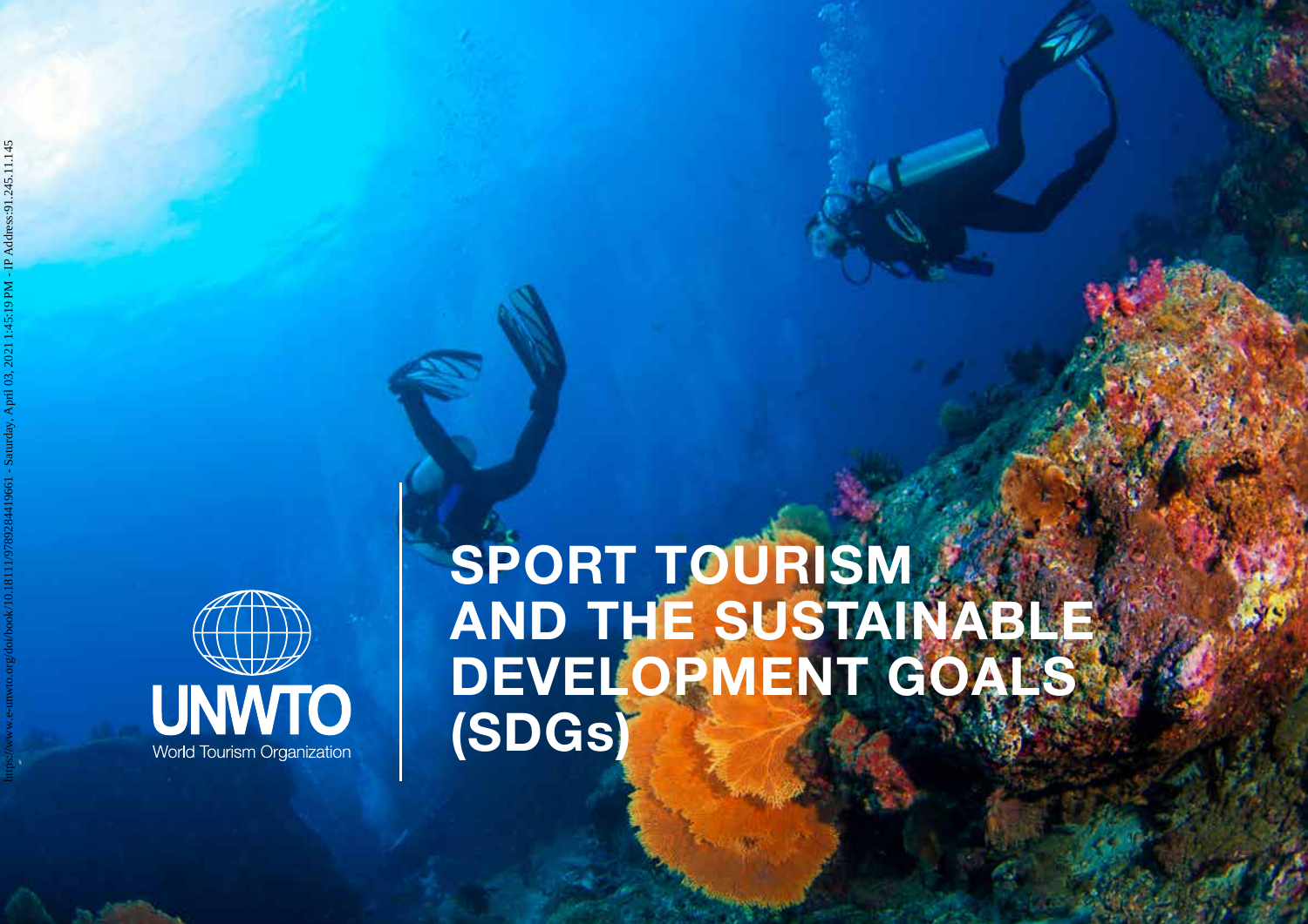# SPORT TOURISM AND THE SUSTAINABLE DEVELOPMENT GOALS (SDGs)

UNWTO

World Tourism Organization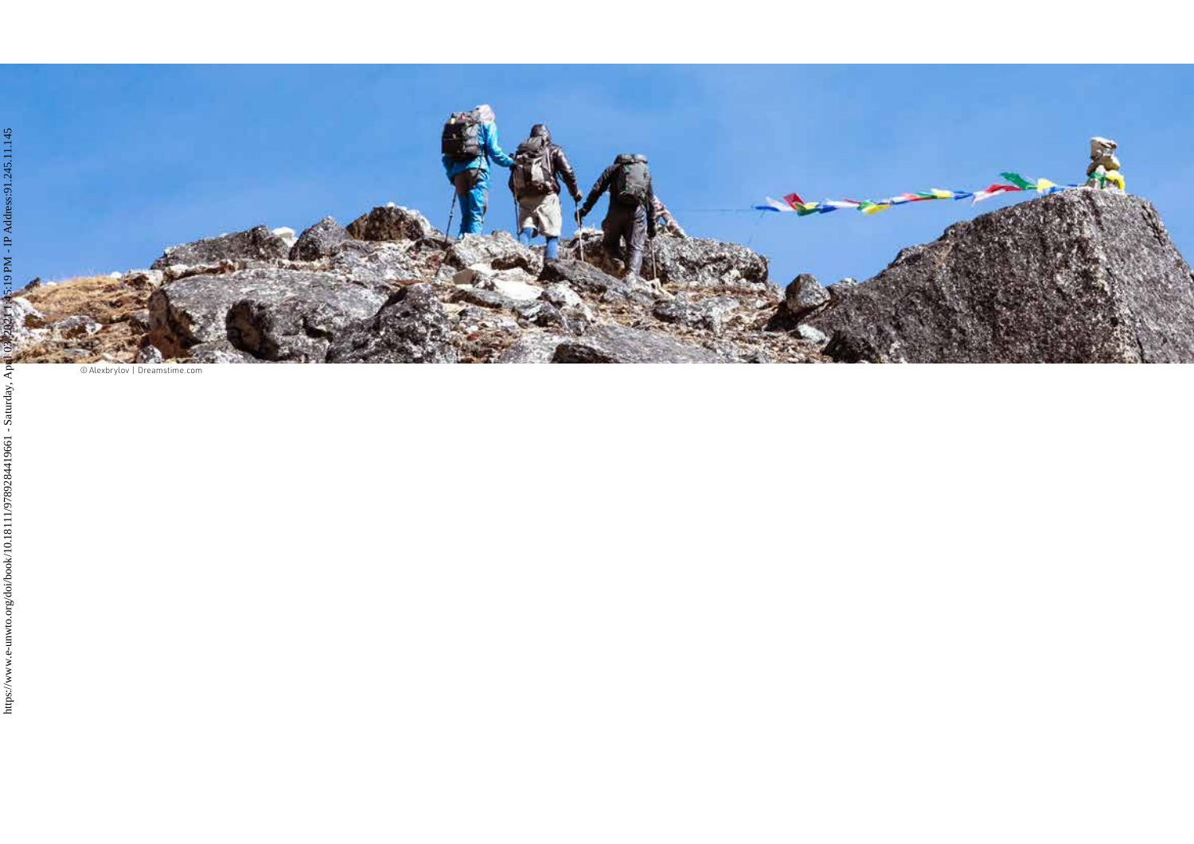© Alexbrylov | Dreamstime.com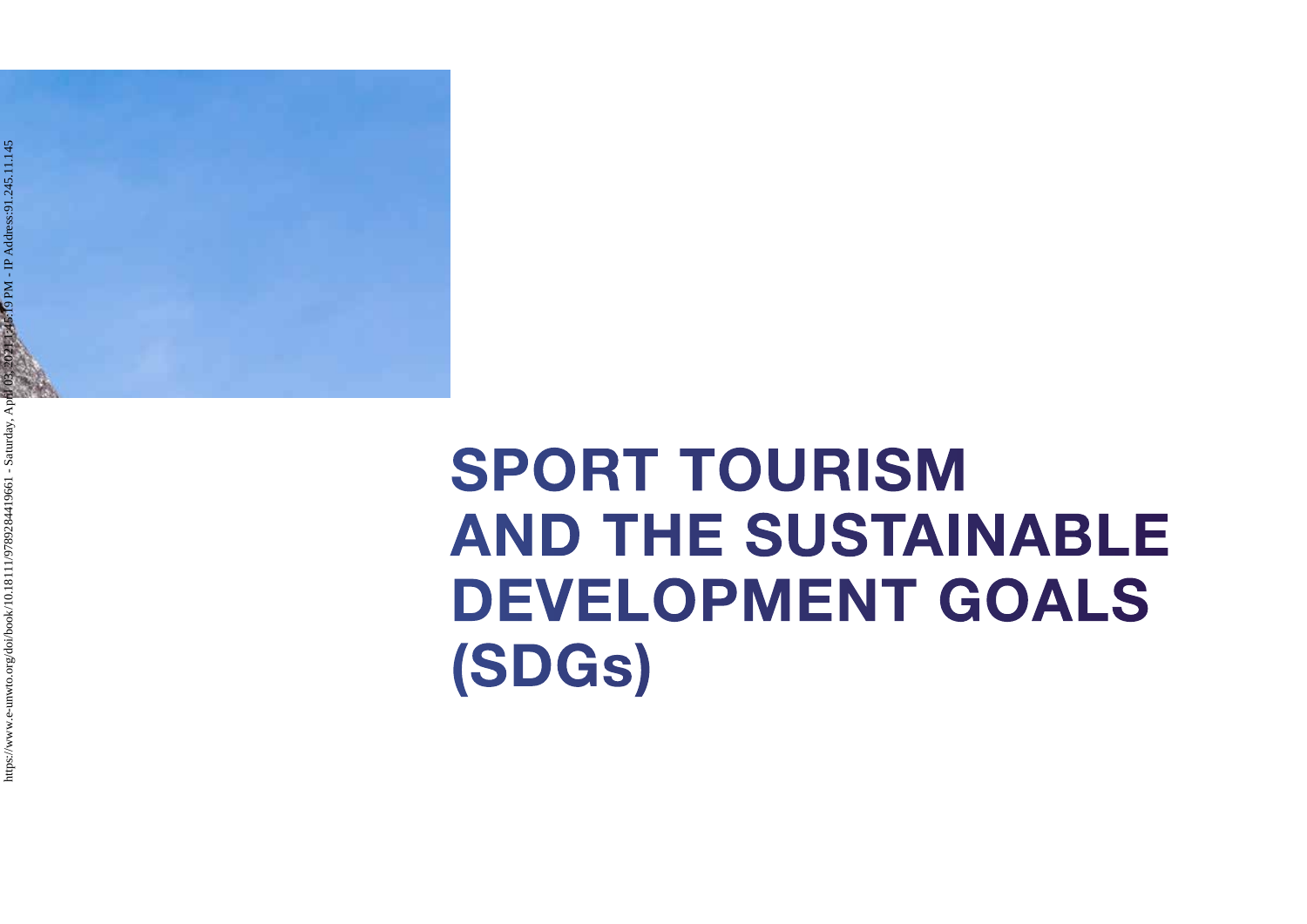# SPORT TOURISM AND THE SUSTAINABLE DEVELOPMENT GOALS (SDGs)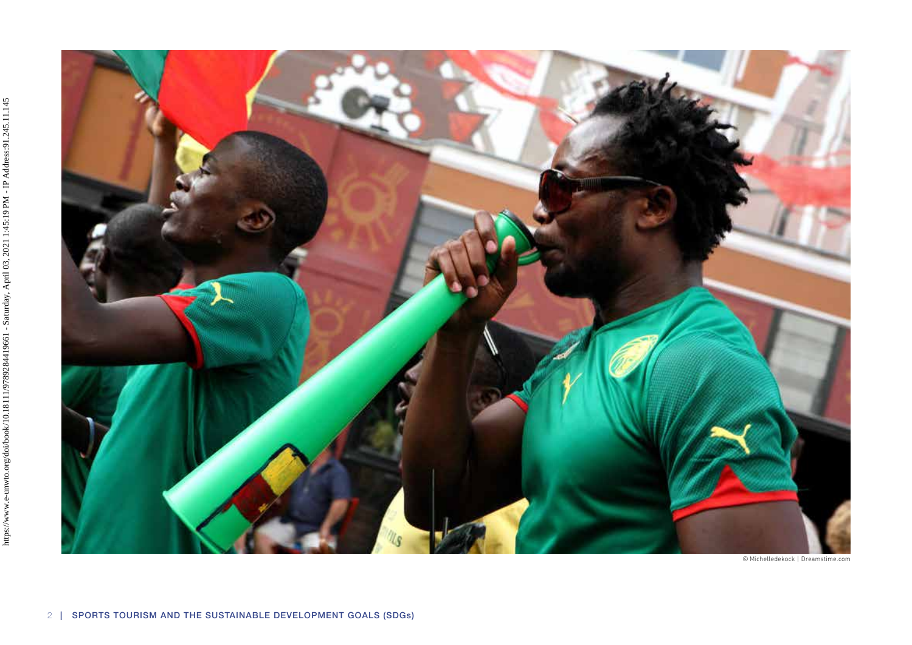© Michelledekock | Dreamstime.com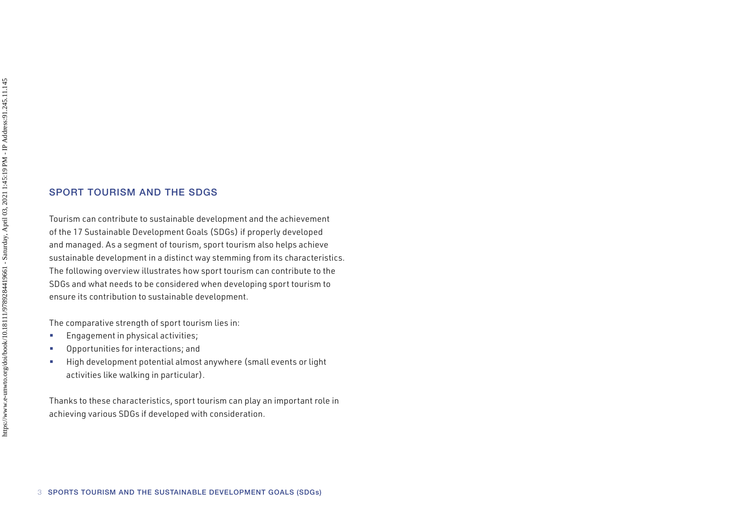## SPORT TOURISM AND THE SDGS

Tourism can contribute to sustainable development and the achievement of the 17 Sustainable Development Goals (SDGs) if properly developed and managed. As a segment of tourism, sport tourism also helps achieve sustainable development in a distinct way stemming from its characteristics. The following overview illustrates how sport tourism can contribute to the SDGs and what needs to be considered when developing sport tourism to ensure its contribution to sustainable development.

The comparative strength of sport tourism lies in:

- Engagement in physical activities;
- Opportunities for interactions; and
- High development potential almost anywhere (small events or light activities like walking in particular).

Thanks to these characteristics, sport tourism can play an important role in achieving various SDGs if developed with consideration.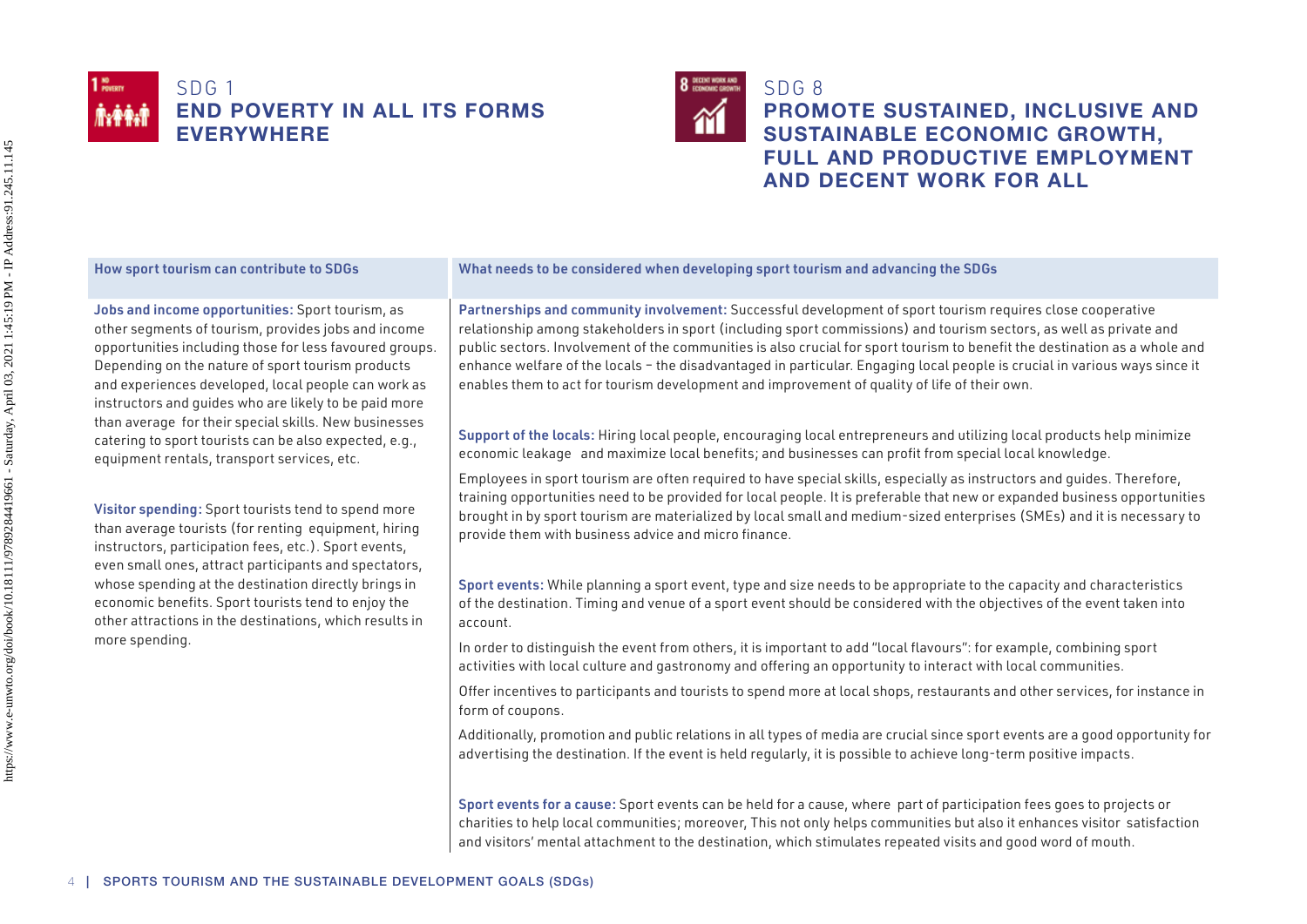## SDG 1
## END POVERTY IN ALL ITS FORMS EVERYWHERE

## SDG 8
## PROMOTE SUSTAINED, INCLUSIVE AND SUSTAINABLE ECONOMIC GROWTH, FULL AND PRODUCTIVE EMPLOYMENT AND DECENT WORK FOR ALL

| How sport tourism can contribute to SDGs | What needs to be considered when developing sport tourism and advancing the SDGs |
| --- | --- |
| **Jobs and income opportunities:** Sport tourism, as other segments of tourism, provides jobs and income opportunities including those for less favoured groups. Depending on the nature of sport tourism products and experiences developed, local people can work as instructors and guides who are likely to be paid more than average for their special skills. New businesses catering to sport tourists can be also expected, e.g., equipment rentals, transport services, etc. | **Partnerships and community involvement:** Successful development of sport tourism requires close cooperative relationship among stakeholders in sport (including sport commissions) and tourism sectors, as well as private and public sectors. Involvement of the communities is also crucial for sport tourism to benefit the destination as a whole and enhance welfare of the locals – the disadvantaged in particular. Engaging local people is crucial in various ways since it enables them to act for tourism development and improvement of quality of life of their own.<br><br>**Support of the locals:** Hiring local people, encouraging local entrepreneurs and utilizing local products help minimize economic leakage and maximize local benefits; and businesses can profit from special local knowledge.<br><br>Employees in sport tourism are often required to have special skills, especially as instructors and guides. Therefore, training opportunities need to be provided for local people. It is preferable that new or expanded business opportunities brought in by sport tourism are materialized by local small and medium-sized enterprises (SMEs) and it is necessary to provide them with business advice and micro finance. |
| **Visitor spending:** Sport tourists tend to spend more than average tourists (for renting equipment, hiring instructors, participation fees, etc.). Sport events, even small ones, attract participants and spectators, whose spending at the destination directly brings in economic benefits. Sport tourists tend to enjoy the other attractions in the destinations, which results in more spending. | **Sport events:** While planning a sport event, type and size needs to be appropriate to the capacity and characteristics of the destination. Timing and venue of a sport event should be considered with the objectives of the event taken into account.<br><br>In order to distinguish the event from others, it is important to add "local flavours": for example, combining sport activities with local culture and gastronomy and offering an opportunity to interact with local communities.<br><br>Offer incentives to participants and tourists to spend more at local shops, restaurants and other services, for instance in form of coupons.<br><br>Additionally, promotion and public relations in all types of media are crucial since sport events are a good opportunity for advertising the destination. If the event is held regularly, it is possible to achieve long-term positive impacts.<br><br>**Sport events for a cause:** Sport events can be held for a cause, where part of participation fees goes to projects or charities to help local communities; moreover, This not only helps communities but also it enhances visitor satisfaction and visitors' mental attachment to the destination, which stimulates repeated visits and good word of mouth. |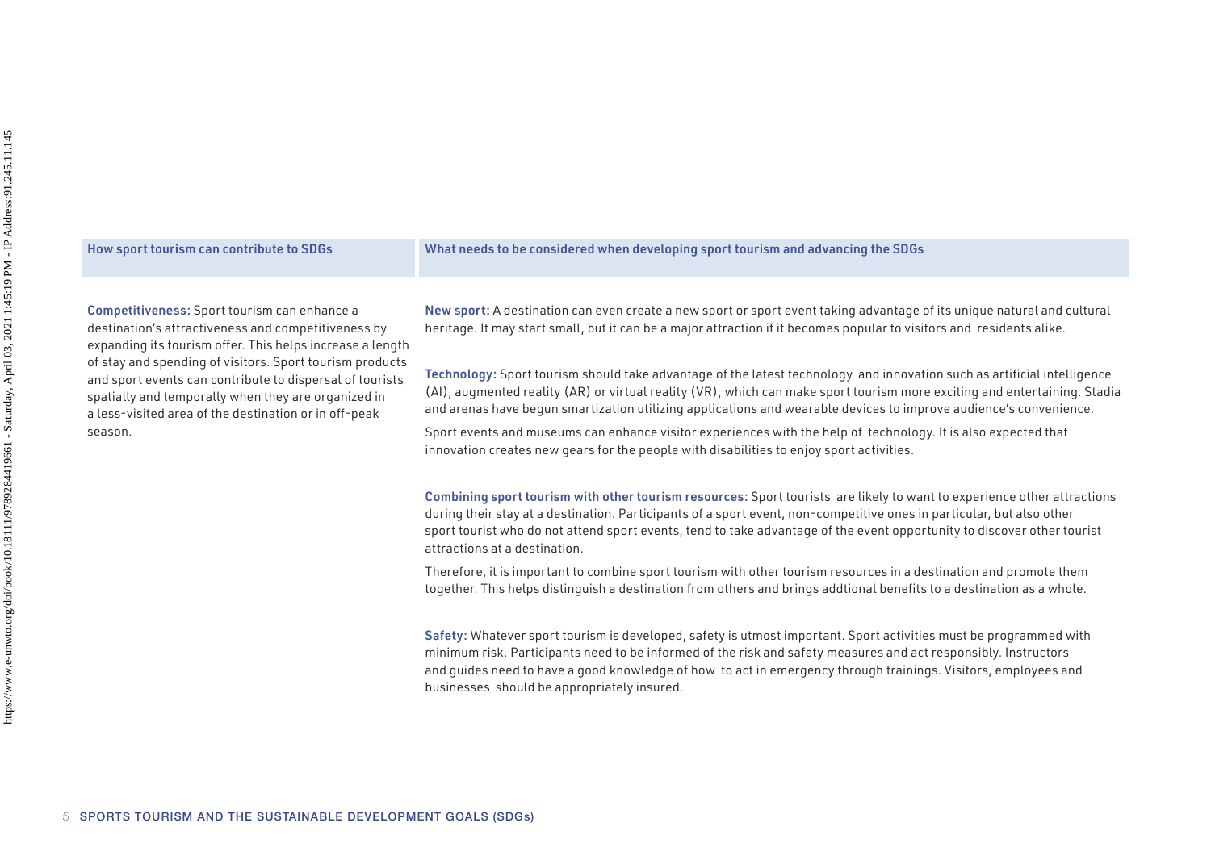| How sport tourism can contribute to SDGs | What needs to be considered when developing sport tourism and advancing the SDGs |
|---|---|
| **Competitiveness:** Sport tourism can enhance a destination's attractiveness and competitiveness by expanding its tourism offer. This helps increase a length of stay and spending of visitors. Sport tourism products and sport events can contribute to dispersal of tourists spatially and temporally when they are organized in a less-visited area of the destination or in off-peak season. | **New sport:** A destination can even create a new sport or sport event taking advantage of its unique natural and cultural heritage. It may start small, but it can be a major attraction if it becomes popular to visitors and residents alike.<br><br>**Technology:** Sport tourism should take advantage of the latest technology and innovation such as artificial intelligence (AI), augmented reality (AR) or virtual reality (VR), which can make sport tourism more exciting and entertaining. Stadia and arenas have begun smartization utilizing applications and wearable devices to improve audience's convenience.<br><br>Sport events and museums can enhance visitor experiences with the help of technology. It is also expected that innovation creates new gears for the people with disabilities to enjoy sport activities.<br><br>**Combining sport tourism with other tourism resources:** Sport tourists are likely to want to experience other attractions during their stay at a destination. Participants of a sport event, non-competitive ones in particular, but also other sport tourist who do not attend sport events, tend to take advantage of the event opportunity to discover other tourist attractions at a destination.<br><br>Therefore, it is important to combine sport tourism with other tourism resources in a destination and promote them together. This helps distinguish a destination from others and brings addtional benefits to a destination as a whole.<br><br>**Safety:** Whatever sport tourism is developed, safety is utmost important. Sport activities must be programmed with minimum risk. Participants need to be informed of the risk and safety measures and act responsibly. Instructors and guides need to have a good knowledge of how to act in emergency through trainings. Visitors, employees and businesses should be appropriately insured. |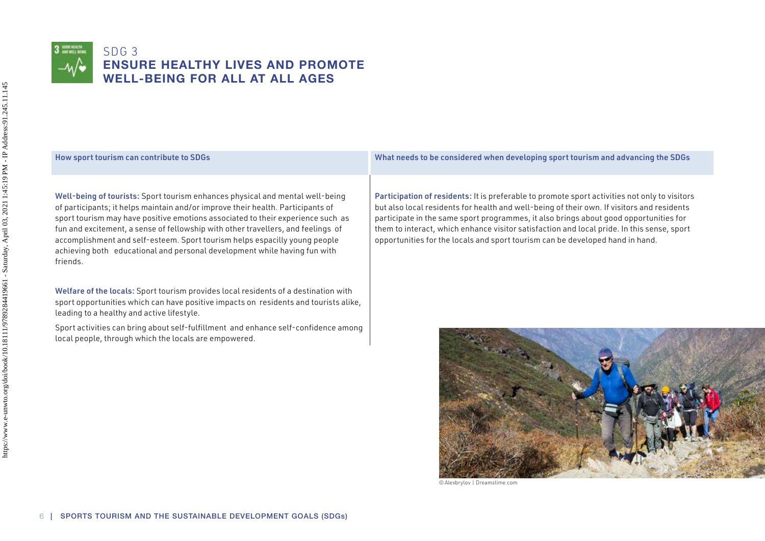# SDG 3

## ENSURE HEALTHY LIVES AND PROMOTE WELL-BEING FOR ALL AT ALL AGES

| How sport tourism can contribute to SDGs | What needs to be considered when developing sport tourism and advancing the SDGs |
| --- | --- |
| **Well-being of tourists:** Sport tourism enhances physical and mental well-being of participants; it helps maintain and/or improve their health. Participants of sport tourism may have positive emotions associated to their experience such as fun and excitement, a sense of fellowship with other travellers, and feelings of accomplishment and self-esteem. Sport tourism helps espacilly young people achieving both educational and personal development while having fun with friends.<br><br>**Welfare of the locals:** Sport tourism provides local residents of a destination with sport opportunities which can have positive impacts on residents and tourists alike, leading to a healthy and active lifestyle.<br><br>Sport activities can bring about self-fulfillment and enhance self-confidence among local people, through which the locals are empowered. | **Participation of residents:** It is preferable to promote sport activities not only to visitors but also local residents for health and well-being of their own. If visitors and residents participate in the same sport programmes, it also brings about good opportunities for them to interact, which enhance visitor satisfaction and local pride. In this sense, sport opportunities for the locals and sport tourism can be developed hand in hand. |

© Alexbrylov | Dreamstime.com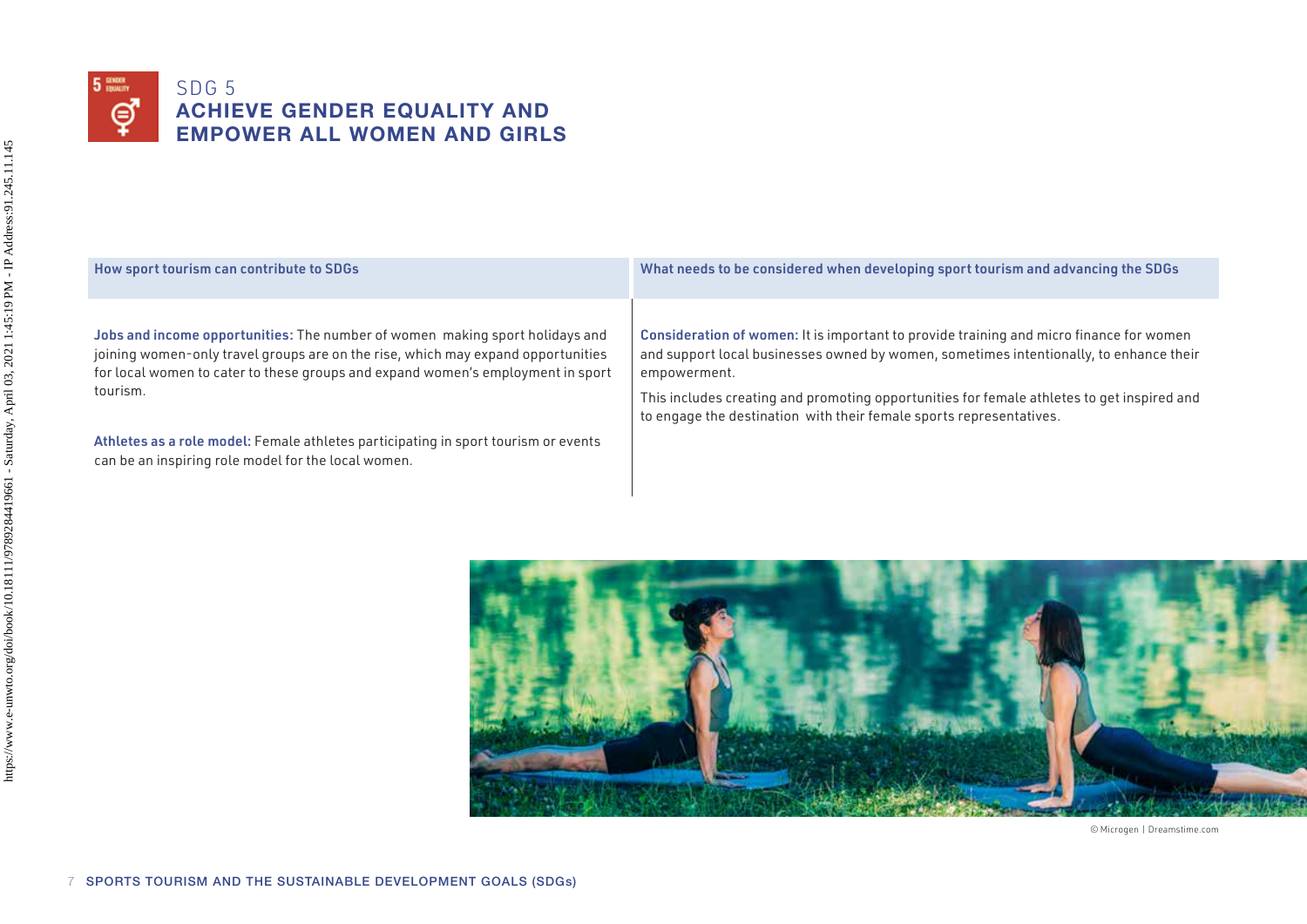# SDG 5

## ACHIEVE GENDER EQUALITY AND EMPOWER ALL WOMEN AND GIRLS

| How sport tourism can contribute to SDGs | What needs to be considered when developing sport tourism and advancing the SDGs |
|---|---|
| **Jobs and income opportunities:** The number of women making sport holidays and joining women-only travel groups are on the rise, which may expand opportunities for local women to cater to these groups and expand women's employment in sport tourism.<br><br>**Athletes as a role model:** Female athletes participating in sport tourism or events can be an inspiring role model for the local women. | **Consideration of women:** It is important to provide training and micro finance for women and support local businesses owned by women, sometimes intentionally, to enhance their empowerment.<br><br>This includes creating and promoting opportunities for female athletes to get inspired and to engage the destination with their female sports representatives. |

© Microgen | Dreamstime.com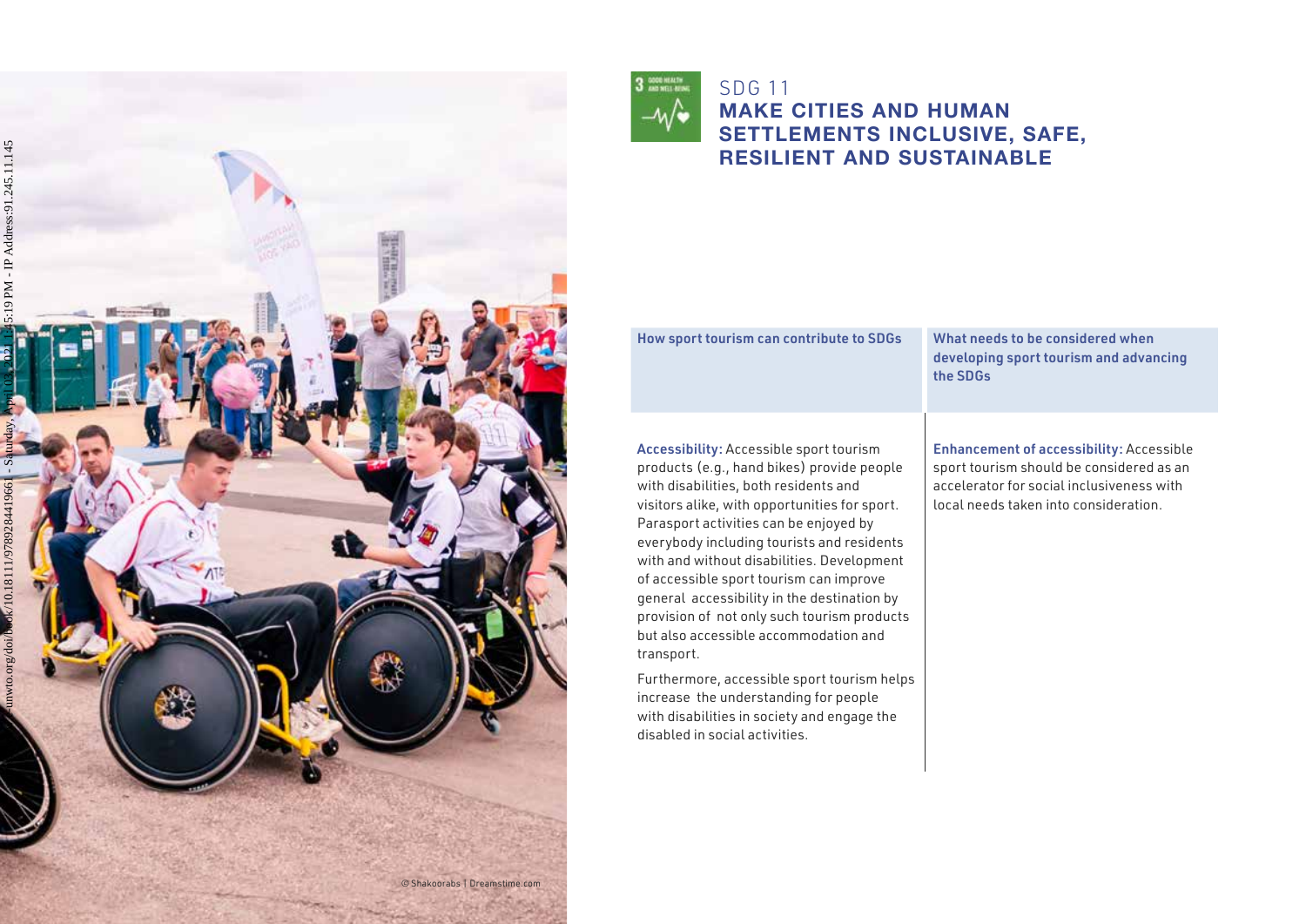SDG 11

# MAKE CITIES AND HUMAN SETTLEMENTS INCLUSIVE, SAFE, RESILIENT AND SUSTAINABLE

| How sport tourism can contribute to SDGs | What needs to be considered when developing sport tourism and advancing the SDGs |
|---|---|
| **Accessibility:** Accessible sport tourism products (e.g., hand bikes) provide people with disabilities, both residents and visitors alike, with opportunities for sport. Parasport activities can be enjoyed by everybody including tourists and residents with and without disabilities. Development of accessible sport tourism can improve general accessibility in the destination by provision of not only such tourism products but also accessible accommodation and transport.<br><br>Furthermore, accessible sport tourism helps increase the understanding for people with disabilities in society and engage the disabled in social activities. | **Enhancement of accessibility:** Accessible sport tourism should be considered as an accelerator for social inclusiveness with local needs taken into consideration. |

© Shakoorabs | Dreamstime.com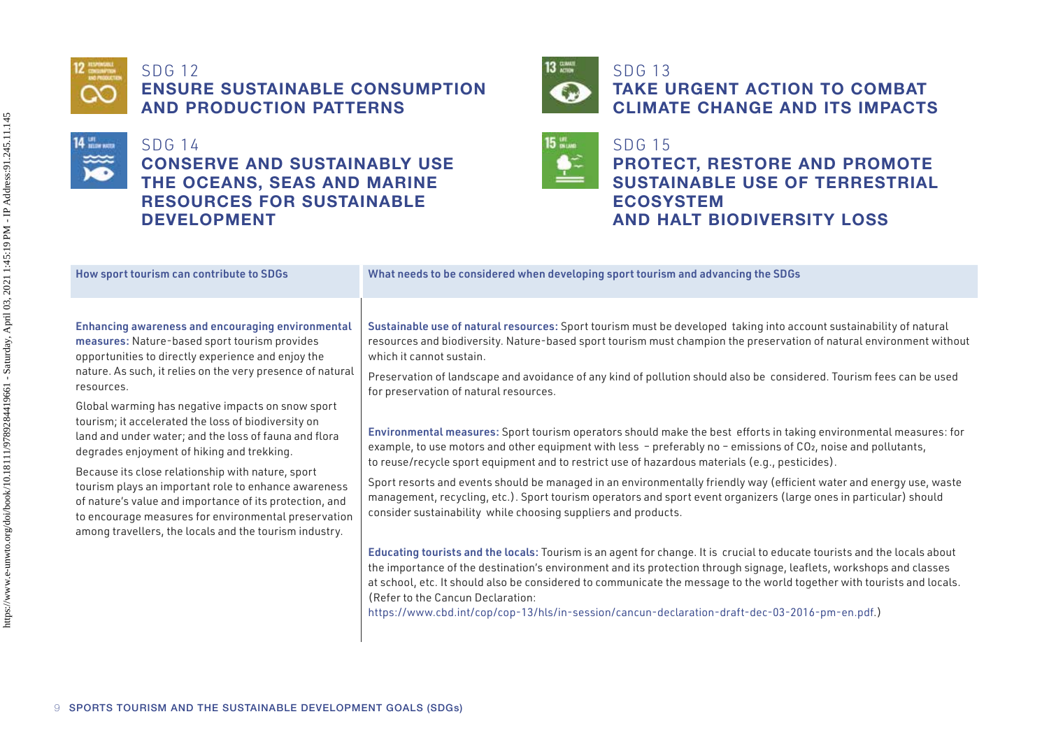## SDG 12
**ENSURE SUSTAINABLE CONSUMPTION AND PRODUCTION PATTERNS**

## SDG 13
**TAKE URGENT ACTION TO COMBAT CLIMATE CHANGE AND ITS IMPACTS**

## SDG 14
**CONSERVE AND SUSTAINABLY USE THE OCEANS, SEAS AND MARINE RESOURCES FOR SUSTAINABLE DEVELOPMENT**

## SDG 15
**PROTECT, RESTORE AND PROMOTE SUSTAINABLE USE OF TERRESTRIAL ECOSYSTEM AND HALT BIODIVERSITY LOSS**

| How sport tourism can contribute to SDGs | What needs to be considered when developing sport tourism and advancing the SDGs |
|---|---|
| **Enhancing awareness and encouraging environmental measures:** Nature-based sport tourism provides opportunities to directly experience and enjoy the nature. As such, it relies on the very presence of natural resources.<br><br>Global warming has negative impacts on snow sport tourism; it accelerated the loss of biodiversity on land and under water; and the loss of fauna and flora degrades enjoyment of hiking and trekking.<br><br>Because its close relationship with nature, sport tourism plays an important role to enhance awareness of nature's value and importance of its protection, and to encourage measures for environmental preservation among travellers, the locals and the tourism industry. | **Sustainable use of natural resources:** Sport tourism must be developed taking into account sustainability of natural resources and biodiversity. Nature-based sport tourism must champion the preservation of natural environment without which it cannot sustain.<br><br>Preservation of landscape and avoidance of any kind of pollution should also be considered. Tourism fees can be used for preservation of natural resources.<br><br>**Environmental measures:** Sport tourism operators should make the best efforts in taking environmental measures: for example, to use motors and other equipment with less – preferably no – emissions of $CO_2$, noise and pollutants, to reuse/recycle sport equipment and to restrict use of hazardous materials (e.g., pesticides).<br><br>Sport resorts and events should be managed in an environmentally friendly way (efficient water and energy use, waste management, recycling, etc.). Sport tourism operators and sport event organizers (large ones in particular) should consider sustainability while choosing suppliers and products.<br><br>**Educating tourists and the locals:** Tourism is an agent for change. It is crucial to educate tourists and the locals about the importance of the destination's environment and its protection through signage, leaflets, workshops and classes at school, etc. It should also be considered to communicate the message to the world together with tourists and locals. (Refer to the Cancun Declaration: https://www.cbd.int/cop/cop-13/hls/in-session/cancun-declaration-draft-dec-03-2016-pm-en.pdf.) |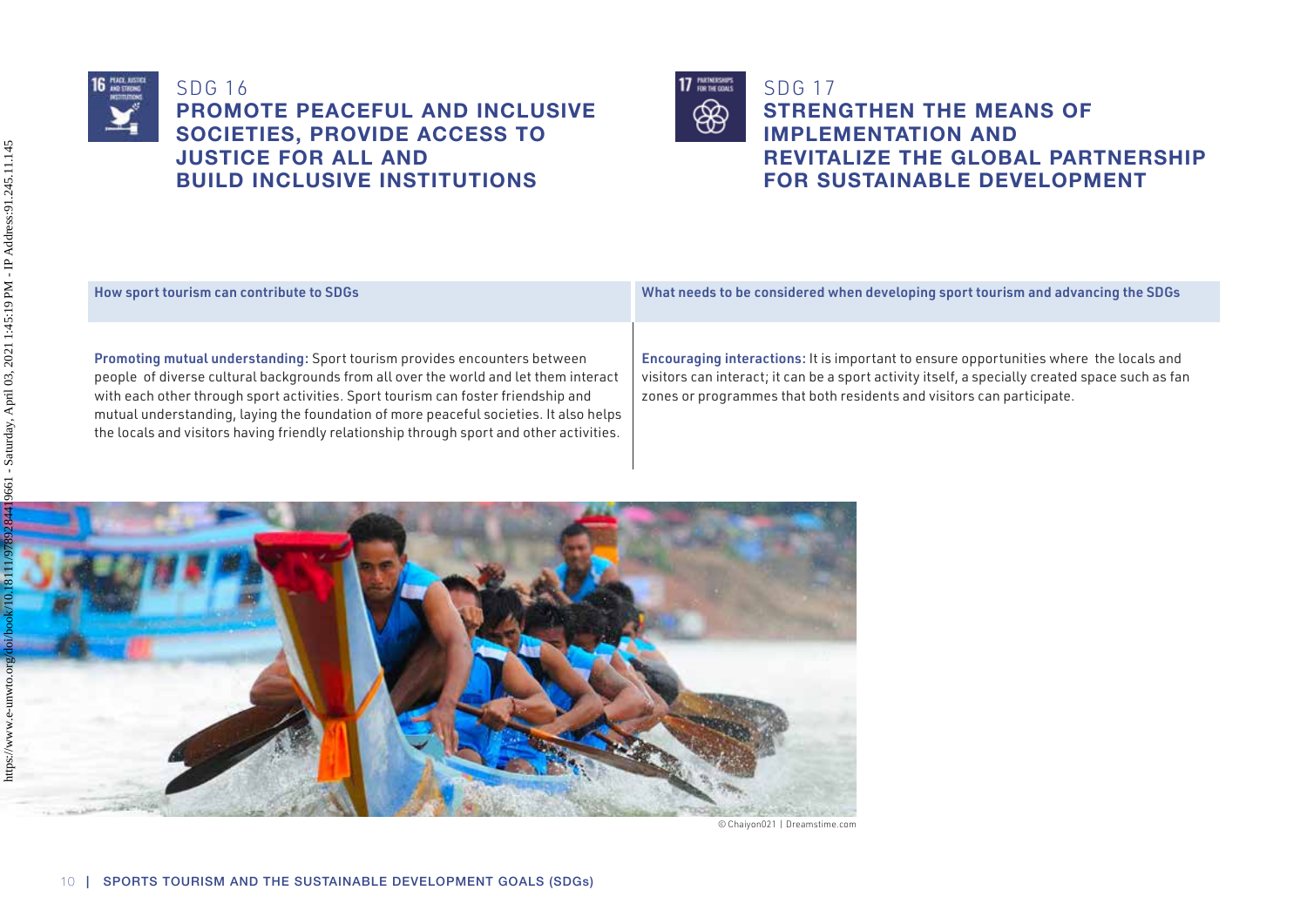## SDG 16

### PROMOTE PEACEFUL AND INCLUSIVE SOCIETIES, PROVIDE ACCESS TO JUSTICE FOR ALL AND BUILD INCLUSIVE INSTITUTIONS

## SDG 17

### STRENGTHEN THE MEANS OF IMPLEMENTATION AND REVITALIZE THE GLOBAL PARTNERSHIP FOR SUSTAINABLE DEVELOPMENT

| How sport tourism can contribute to SDGs | What needs to be considered when developing sport tourism and advancing the SDGs |
|---|---|
| **Promoting mutual understanding:** Sport tourism provides encounters between people of diverse cultural backgrounds from all over the world and let them interact with each other through sport activities. Sport tourism can foster friendship and mutual understanding, laying the foundation of more peaceful societies. It also helps the locals and visitors having friendly relationship through sport and other activities. | **Encouraging interactions:** It is important to ensure opportunities where the locals and visitors can interact; it can be a sport activity itself, a specially created space such as fan zones or programmes that both residents and visitors can participate. |

© Chaiyon021 | Dreamstime.com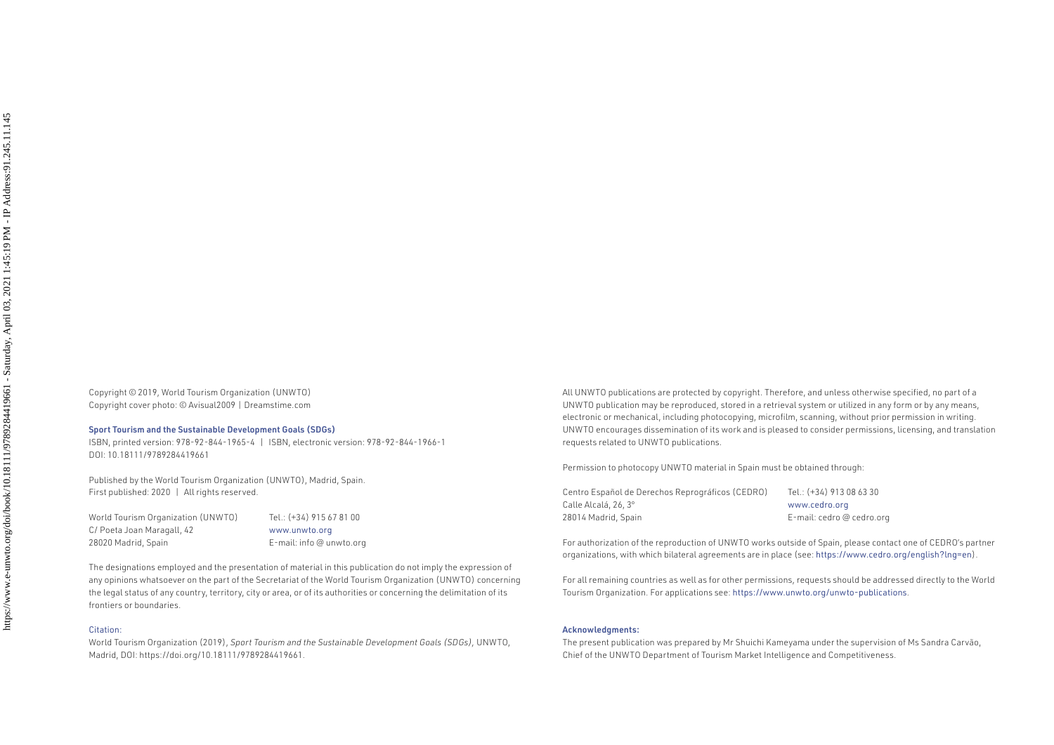Copyright © 2019, World Tourism Organization (UNWTO)
Copyright cover photo: © Avisual2009 | Dreamstime.com

**Sport Tourism and the Sustainable Development Goals (SDGs)**
ISBN, printed version: 978-92-844-1965-4 | ISBN, electronic version: 978-92-844-1966-1
DOI: 10.18111/9789284419661

Published by the World Tourism Organization (UNWTO), Madrid, Spain.
First published: 2020 | All rights reserved.

| World Tourism Organization (UNWTO) | Tel.: (+34) 915 67 81 00 |
|---|---|
| C/ Poeta Joan Maragall, 42 | www.unwto.org |
| 28020 Madrid, Spain | E-mail: info @ unwto.org |

The designations employed and the presentation of material in this publication do not imply the expression of any opinions whatsoever on the part of the Secretariat of the World Tourism Organization (UNWTO) concerning the legal status of any country, territory, city or area, or of its authorities or concerning the delimitation of its frontiers or boundaries.

Citation:
World Tourism Organization (2019), *Sport Tourism and the Sustainable Development Goals (SDGs)*, UNWTO, Madrid, DOI: https://doi.org/10.18111/9789284419661.

All UNWTO publications are protected by copyright. Therefore, and unless otherwise specified, no part of a UNWTO publication may be reproduced, stored in a retrieval system or utilized in any form or by any means, electronic or mechanical, including photocopying, microfilm, scanning, without prior permission in writing. UNWTO encourages dissemination of its work and is pleased to consider permissions, licensing, and translation requests related to UNWTO publications.

Permission to photocopy UNWTO material in Spain must be obtained through:

| Centro Español de Derechos Reprográficos (CEDRO) | Tel.: (+34) 913 08 63 30 |
|---|---|
| Calle Alcalá, 26, 3° | www.cedro.org |
| 28014 Madrid, Spain | E-mail: cedro @ cedro.org |

For authorization of the reproduction of UNWTO works outside of Spain, please contact one of CEDRO's partner organizations, with which bilateral agreements are in place (see: https://www.cedro.org/english?lng=en).

For all remaining countries as well as for other permissions, requests should be addressed directly to the World Tourism Organization. For applications see: https://www.unwto.org/unwto-publications.

**Acknowledgments:**
The present publication was prepared by Mr Shuichi Kameyama under the supervision of Ms Sandra Carvão, Chief of the UNWTO Department of Tourism Market Intelligence and Competitiveness.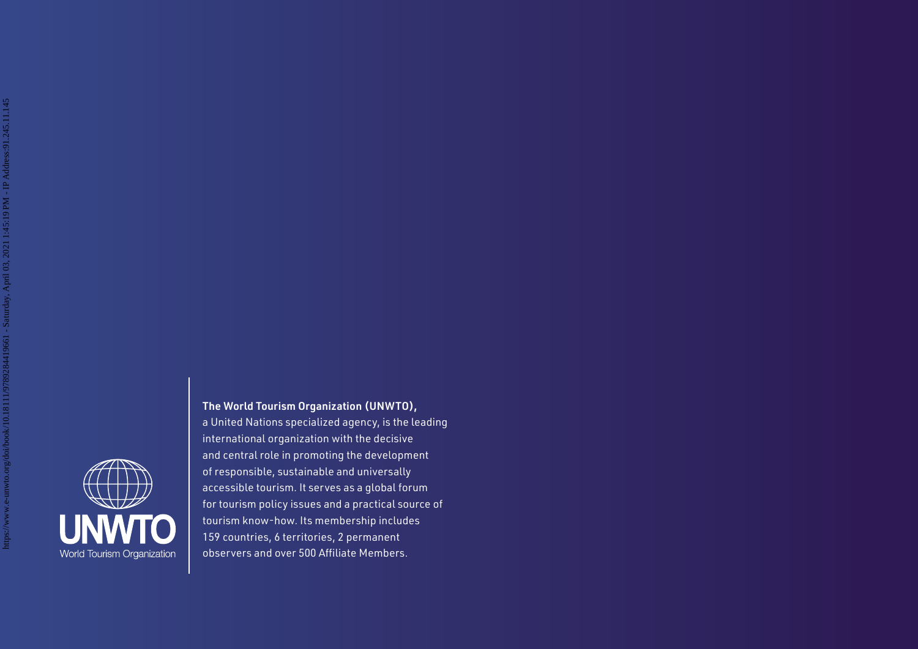UNWTO

World Tourism Organization

**The World Tourism Organization (UNWTO),** a United Nations specialized agency, is the leading international organization with the decisive and central role in promoting the development of responsible, sustainable and universally accessible tourism. It serves as a global forum for tourism policy issues and a practical source of tourism know-how. Its membership includes 159 countries, 6 territories, 2 permanent observers and over 500 Affiliate Members.